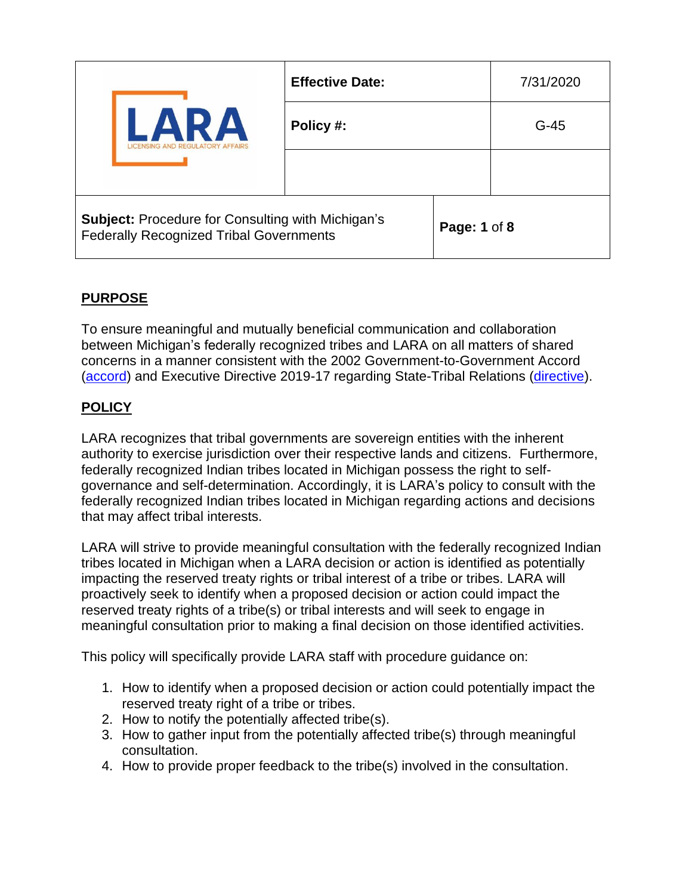| LARA LICENSING AND REGULATORY AFFAIRS | **Effective Date:** | 7/31/2020 |
| --- | --- | --- |
| | **Policy #:** | G-45 |
| | | |
| **Subject:** Procedure for Consulting with Michigan's Federally Recognized Tribal Governments | | |

## PURPOSE

To ensure meaningful and mutually beneficial communication and collaboration between Michigan's federally recognized tribes and LARA on all matters of shared concerns in a manner consistent with the 2002 Government-to-Government Accord (accord) and Executive Directive 2019-17 regarding State-Tribal Relations (directive).

## POLICY

LARA recognizes that tribal governments are sovereign entities with the inherent authority to exercise jurisdiction over their respective lands and citizens. Furthermore, federally recognized Indian tribes located in Michigan possess the right to self-governance and self-determination. Accordingly, it is LARA's policy to consult with the federally recognized Indian tribes located in Michigan regarding actions and decisions that may affect tribal interests.

LARA will strive to provide meaningful consultation with the federally recognized Indian tribes located in Michigan when a LARA decision or action is identified as potentially impacting the reserved treaty rights or tribal interest of a tribe or tribes. LARA will proactively seek to identify when a proposed decision or action could impact the reserved treaty rights of a tribe(s) or tribal interests and will seek to engage in meaningful consultation prior to making a final decision on those identified activities.

This policy will specifically provide LARA staff with procedure guidance on:

1. How to identify when a proposed decision or action could potentially impact the reserved treaty right of a tribe or tribes.
2. How to notify the potentially affected tribe(s).
3. How to gather input from the potentially affected tribe(s) through meaningful consultation.
4. How to provide proper feedback to the tribe(s) involved in the consultation.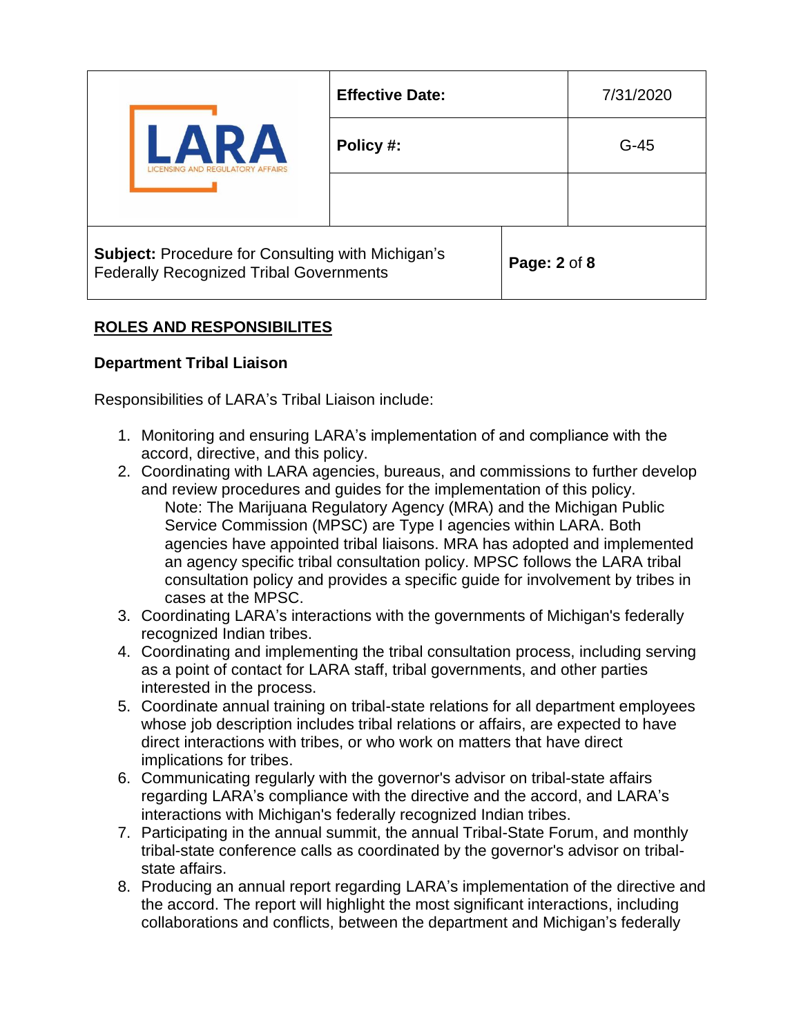## ROLES AND RESPONSIBILITES

### Department Tribal Liaison

Responsibilities of LARA's Tribal Liaison include:

1. Monitoring and ensuring LARA's implementation of and compliance with the accord, directive, and this policy.
2. Coordinating with LARA agencies, bureaus, and commissions to further develop and review procedures and guides for the implementation of this policy.
   Note: The Marijuana Regulatory Agency (MRA) and the Michigan Public Service Commission (MPSC) are Type I agencies within LARA. Both agencies have appointed tribal liaisons. MRA has adopted and implemented an agency specific tribal consultation policy. MPSC follows the LARA tribal consultation policy and provides a specific guide for involvement by tribes in cases at the MPSC.
3. Coordinating LARA's interactions with the governments of Michigan's federally recognized Indian tribes.
4. Coordinating and implementing the tribal consultation process, including serving as a point of contact for LARA staff, tribal governments, and other parties interested in the process.
5. Coordinate annual training on tribal-state relations for all department employees whose job description includes tribal relations or affairs, are expected to have direct interactions with tribes, or who work on matters that have direct implications for tribes.
6. Communicating regularly with the governor's advisor on tribal-state affairs regarding LARA's compliance with the directive and the accord, and LARA's interactions with Michigan's federally recognized Indian tribes.
7. Participating in the annual summit, the annual Tribal-State Forum, and monthly tribal-state conference calls as coordinated by the governor's advisor on tribal-state affairs.
8. Producing an annual report regarding LARA's implementation of the directive and the accord. The report will highlight the most significant interactions, including collaborations and conflicts, between the department and Michigan's federally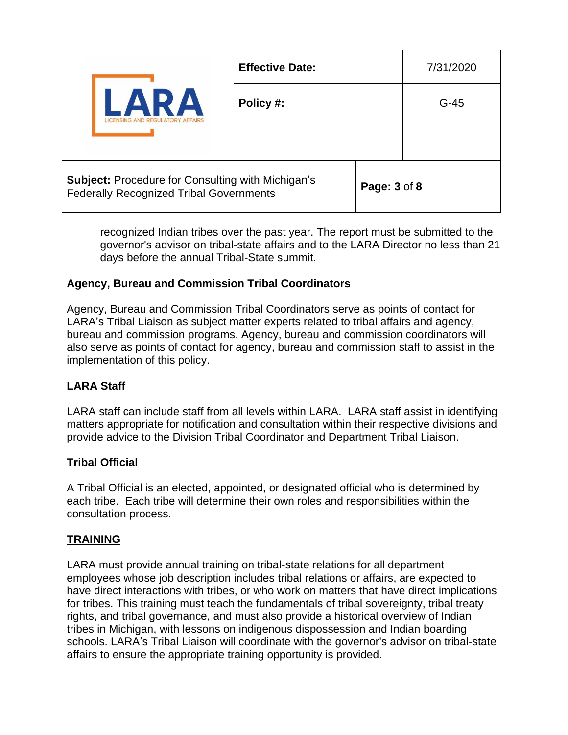recognized Indian tribes over the past year. The report must be submitted to the governor's advisor on tribal-state affairs and to the LARA Director no less than 21 days before the annual Tribal-State summit.

**Agency, Bureau and Commission Tribal Coordinators**

Agency, Bureau and Commission Tribal Coordinators serve as points of contact for LARA's Tribal Liaison as subject matter experts related to tribal affairs and agency, bureau and commission programs. Agency, bureau and commission coordinators will also serve as points of contact for agency, bureau and commission staff to assist in the implementation of this policy.

**LARA Staff**

LARA staff can include staff from all levels within LARA. LARA staff assist in identifying matters appropriate for notification and consultation within their respective divisions and provide advice to the Division Tribal Coordinator and Department Tribal Liaison.

**Tribal Official**

A Tribal Official is an elected, appointed, or designated official who is determined by each tribe. Each tribe will determine their own roles and responsibilities within the consultation process.

## TRAINING

LARA must provide annual training on tribal-state relations for all department employees whose job description includes tribal relations or affairs, are expected to have direct interactions with tribes, or who work on matters that have direct implications for tribes. This training must teach the fundamentals of tribal sovereignty, tribal treaty rights, and tribal governance, and must also provide a historical overview of Indian tribes in Michigan, with lessons on indigenous dispossession and Indian boarding schools. LARA's Tribal Liaison will coordinate with the governor's advisor on tribal-state affairs to ensure the appropriate training opportunity is provided.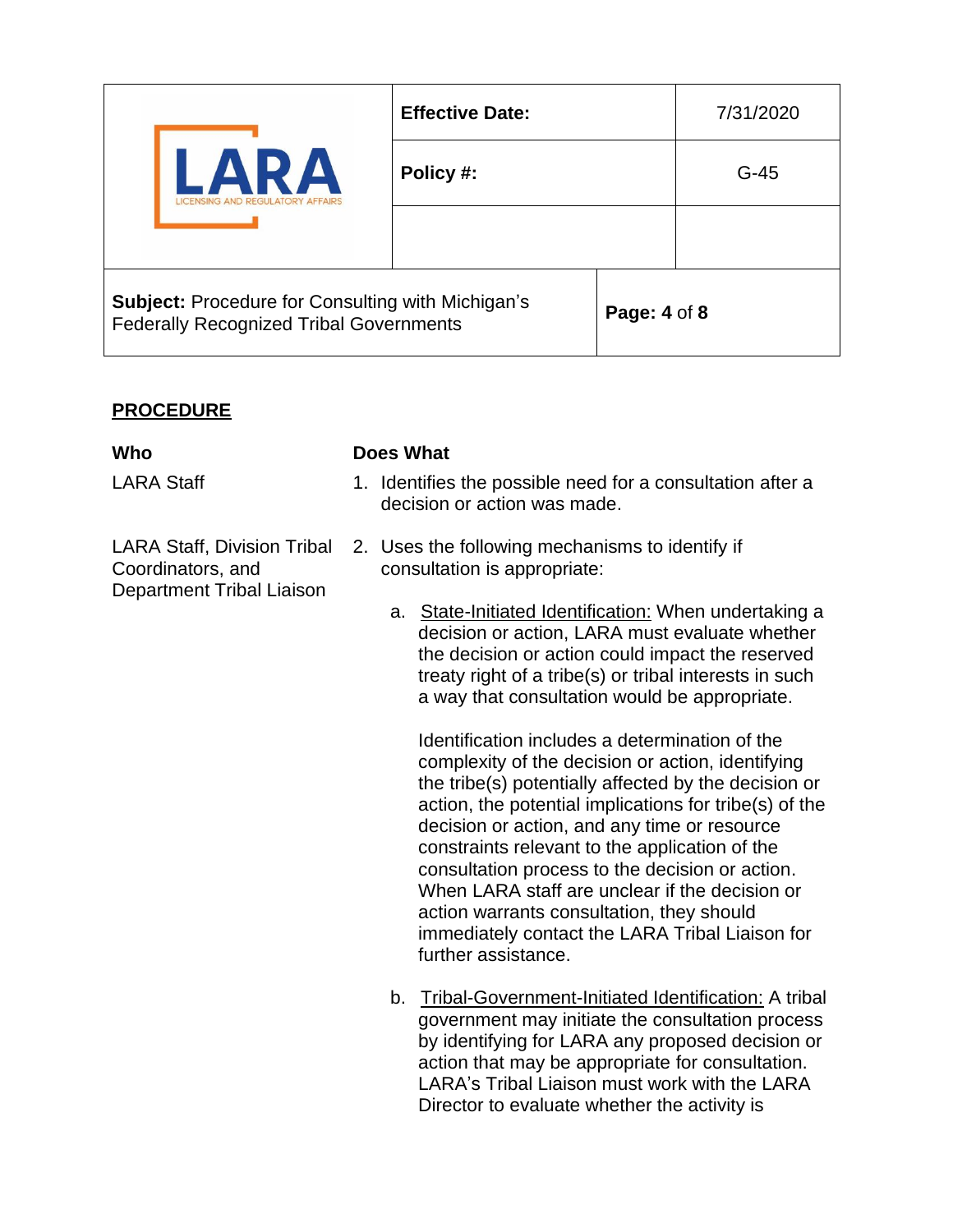## PROCEDURE

| Who | Does What |
| --- | --- |
| LARA Staff | 1. Identifies the possible need for a consultation after a decision or action was made. |
| LARA Staff, Division Tribal Coordinators, and Department Tribal Liaison | 2. Uses the following mechanisms to identify if consultation is appropriate: |

a. State-Initiated Identification: When undertaking a decision or action, LARA must evaluate whether the decision or action could impact the reserved treaty right of a tribe(s) or tribal interests in such a way that consultation would be appropriate.

Identification includes a determination of the complexity of the decision or action, identifying the tribe(s) potentially affected by the decision or action, the potential implications for tribe(s) of the decision or action, and any time or resource constraints relevant to the application of the consultation process to the decision or action. When LARA staff are unclear if the decision or action warrants consultation, they should immediately contact the LARA Tribal Liaison for further assistance.

b. Tribal-Government-Initiated Identification: A tribal government may initiate the consultation process by identifying for LARA any proposed decision or action that may be appropriate for consultation. LARA's Tribal Liaison must work with the LARA Director to evaluate whether the activity is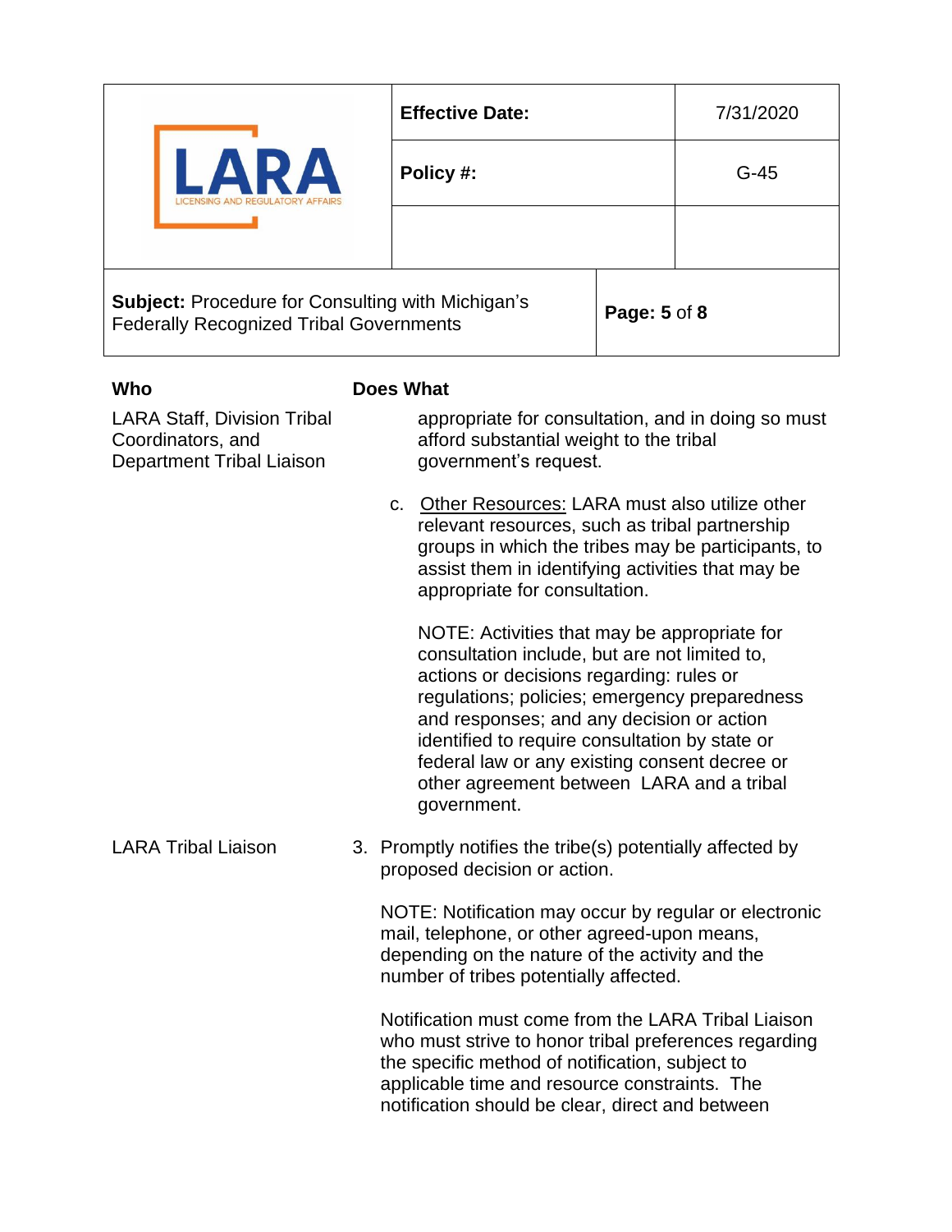| Who | Does What |
|---|---|
| LARA Staff, Division Tribal Coordinators, and Department Tribal Liaison | appropriate for consultation, and in doing so must afford substantial weight to the tribal government's request. |
| | c. Other Resources: LARA must also utilize other relevant resources, such as tribal partnership groups in which the tribes may be participants, to assist them in identifying activities that may be appropriate for consultation. |
| | NOTE: Activities that may be appropriate for consultation include, but are not limited to, actions or decisions regarding: rules or regulations; policies; emergency preparedness and responses; and any decision or action identified to require consultation by state or federal law or any existing consent decree or other agreement between LARA and a tribal government. |
| LARA Tribal Liaison | 3. Promptly notifies the tribe(s) potentially affected by proposed decision or action. |
| | NOTE: Notification may occur by regular or electronic mail, telephone, or other agreed-upon means, depending on the nature of the activity and the number of tribes potentially affected. |
| | Notification must come from the LARA Tribal Liaison who must strive to honor tribal preferences regarding the specific method of notification, subject to applicable time and resource constraints. The notification should be clear, direct and between |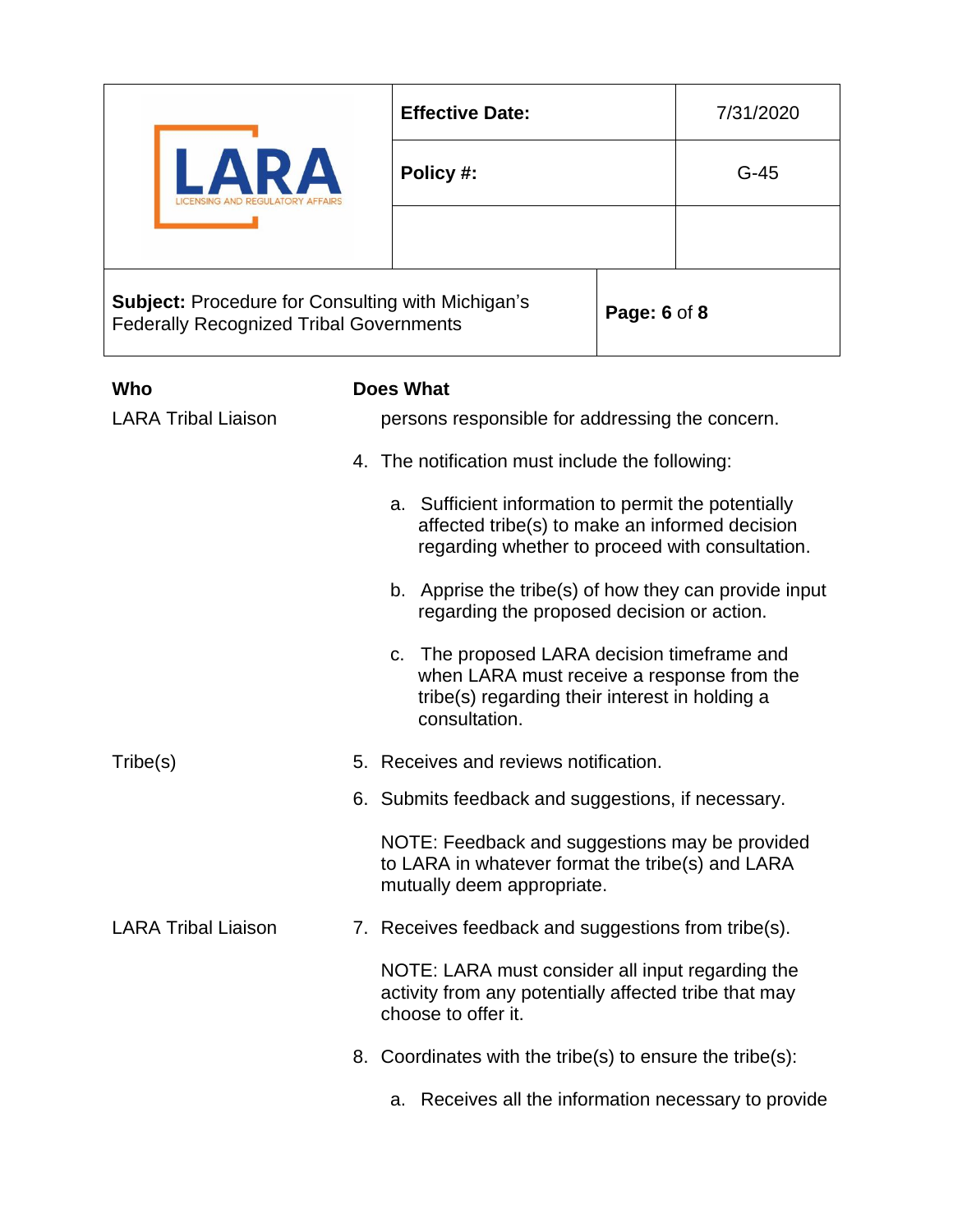| Who | Does What |
|---|---|
| LARA Tribal Liaison | persons responsible for addressing the concern. |
| | 4. The notification must include the following:<br><br>a. Sufficient information to permit the potentially affected tribe(s) to make an informed decision regarding whether to proceed with consultation.<br><br>b. Apprise the tribe(s) of how they can provide input regarding the proposed decision or action.<br><br>c. The proposed LARA decision timeframe and when LARA must receive a response from the tribe(s) regarding their interest in holding a consultation. |
| Tribe(s) | 5. Receives and reviews notification. |
| | 6. Submits feedback and suggestions, if necessary.<br><br>NOTE: Feedback and suggestions may be provided to LARA in whatever format the tribe(s) and LARA mutually deem appropriate. |
| LARA Tribal Liaison | 7. Receives feedback and suggestions from tribe(s).<br><br>NOTE: LARA must consider all input regarding the activity from any potentially affected tribe that may choose to offer it. |
| | 8. Coordinates with the tribe(s) to ensure the tribe(s):<br><br>a. Receives all the information necessary to provide |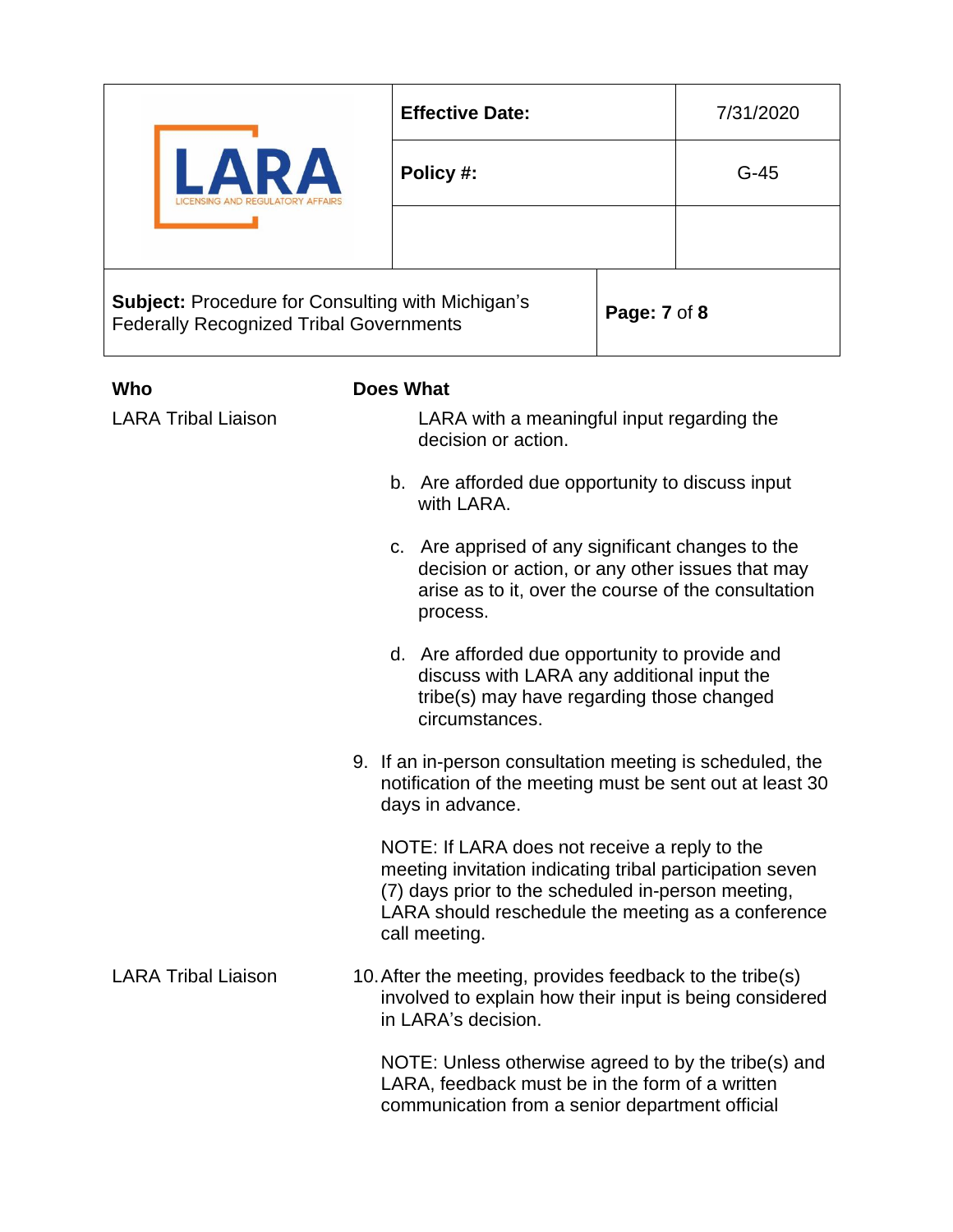| Who | Does What |
|---|---|
| LARA Tribal Liaison | LARA with a meaningful input regarding the decision or action.<br><br>b. Are afforded due opportunity to discuss input with LARA.<br><br>c. Are apprised of any significant changes to the decision or action, or any other issues that may arise as to it, over the course of the consultation process.<br><br>d. Are afforded due opportunity to provide and discuss with LARA any additional input the tribe(s) may have regarding those changed circumstances.<br><br>9. If an in-person consultation meeting is scheduled, the notification of the meeting must be sent out at least 30 days in advance.<br><br>NOTE: If LARA does not receive a reply to the meeting invitation indicating tribal participation seven (7) days prior to the scheduled in-person meeting, LARA should reschedule the meeting as a conference call meeting. |
| LARA Tribal Liaison | 10. After the meeting, provides feedback to the tribe(s) involved to explain how their input is being considered in LARA's decision.<br><br>NOTE: Unless otherwise agreed to by the tribe(s) and LARA, feedback must be in the form of a written communication from a senior department official |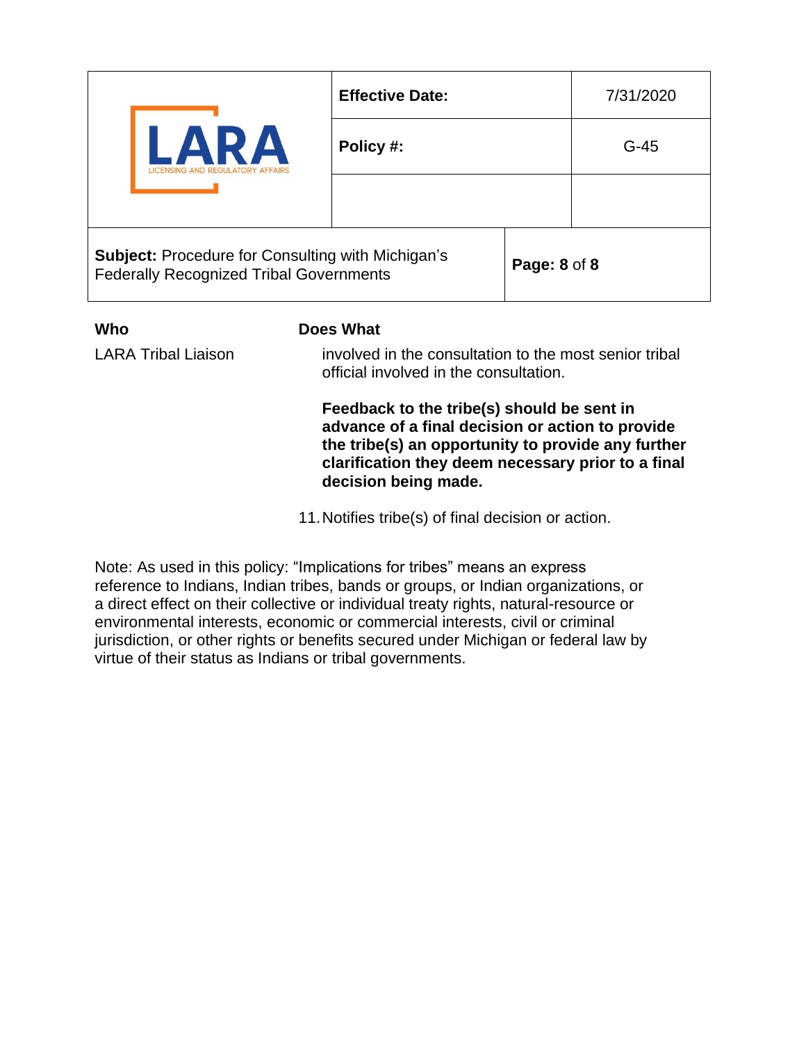| Who | Does What |
|---|---|
| LARA Tribal Liaison | involved in the consultation to the most senior tribal official involved in the consultation.<br><br>**Feedback to the tribe(s) should be sent in advance of a final decision or action to provide the tribe(s) an opportunity to provide any further clarification they deem necessary prior to a final decision being made.**<br><br>11. Notifies tribe(s) of final decision or action. |

Note: As used in this policy: "Implications for tribes" means an express reference to Indians, Indian tribes, bands or groups, or Indian organizations, or a direct effect on their collective or individual treaty rights, natural-resource or environmental interests, economic or commercial interests, civil or criminal jurisdiction, or other rights or benefits secured under Michigan or federal law by virtue of their status as Indians or tribal governments.